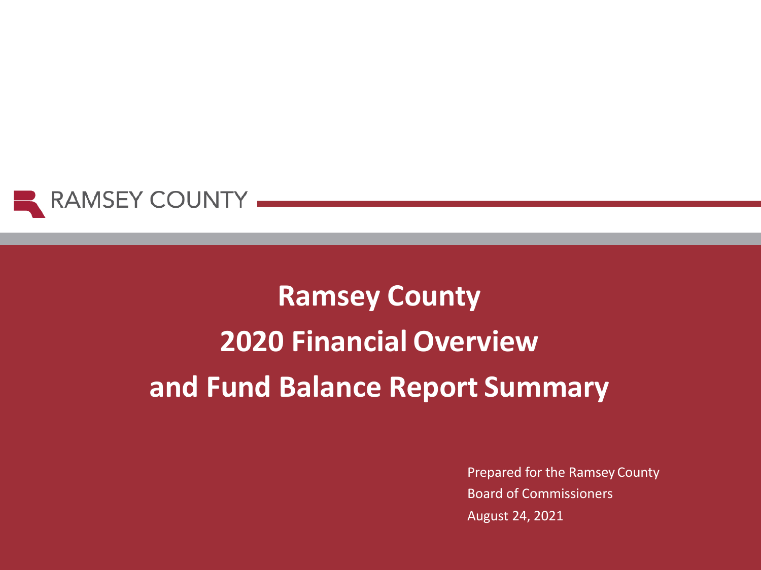RAMSEY COUNTY

# Ramsey County 2020 Financial Overview and Fund Balance Report Summary

Prepared for the Ramsey County Board of Commissioners

August 24, 2021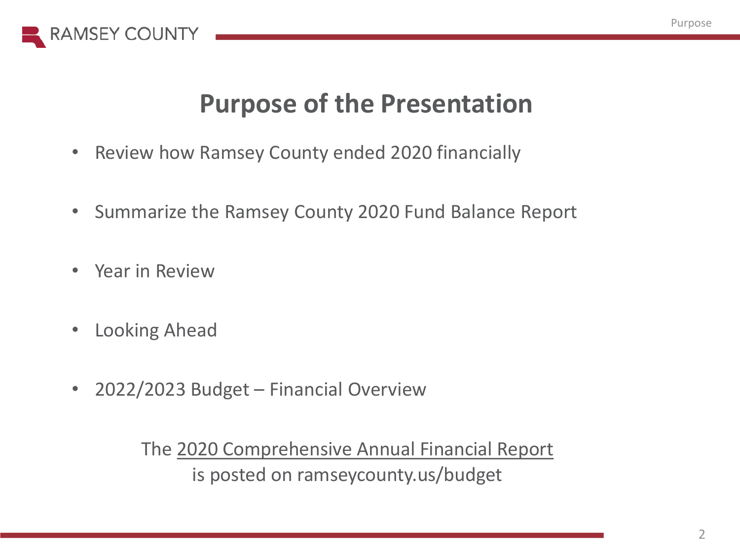# Purpose of the Presentation

- Review how Ramsey County ended 2020 financially
- Summarize the Ramsey County 2020 Fund Balance Report
- Year in Review
- Looking Ahead
- 2022/2023 Budget – Financial Overview

The 2020 Comprehensive Annual Financial Report is posted on ramseycounty.us/budget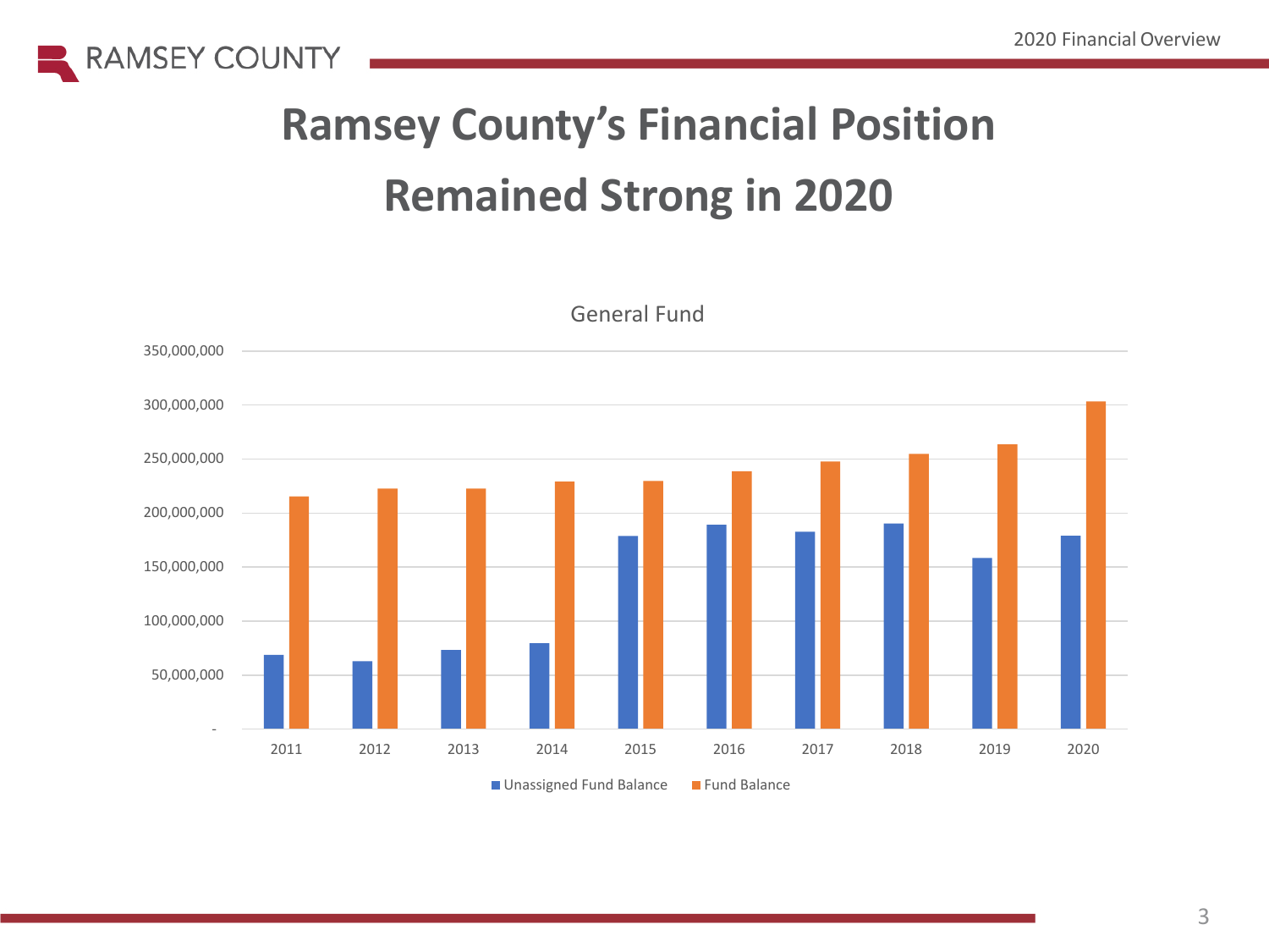# Ramsey County's Financial Position Remained Strong in 2020

General Fund

350,000,000
300,000,000
250,000,000
200,000,000
150,000,000
100,000,000
50,000,000
-

2011 2012 2013 2014 2015 2016 2017 2018 2019 2020

Unassigned Fund Balance | Fund Balance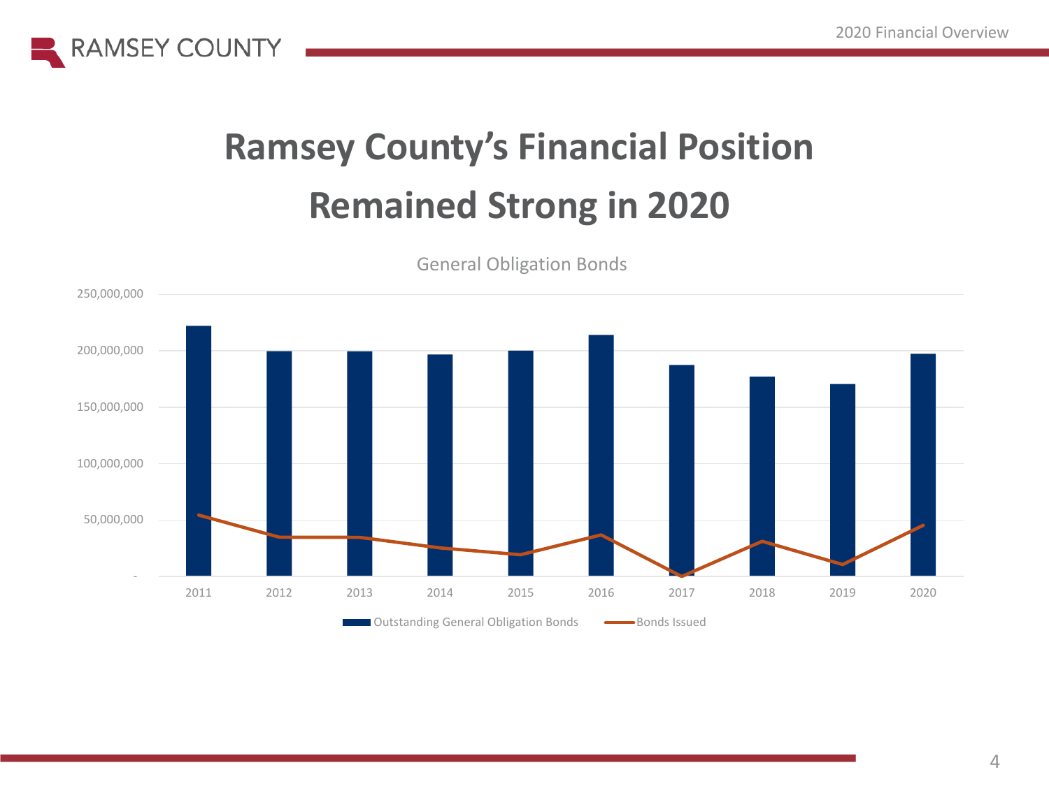# Ramsey County's Financial Position Remained Strong in 2020

General Obligation Bonds

250,000,000
200,000,000
150,000,000
100,000,000
50,000,000
-

2011 2012 2013 2014 2015 2016 2017 2018 2019 2020

Outstanding General Obligation Bonds — Bonds Issued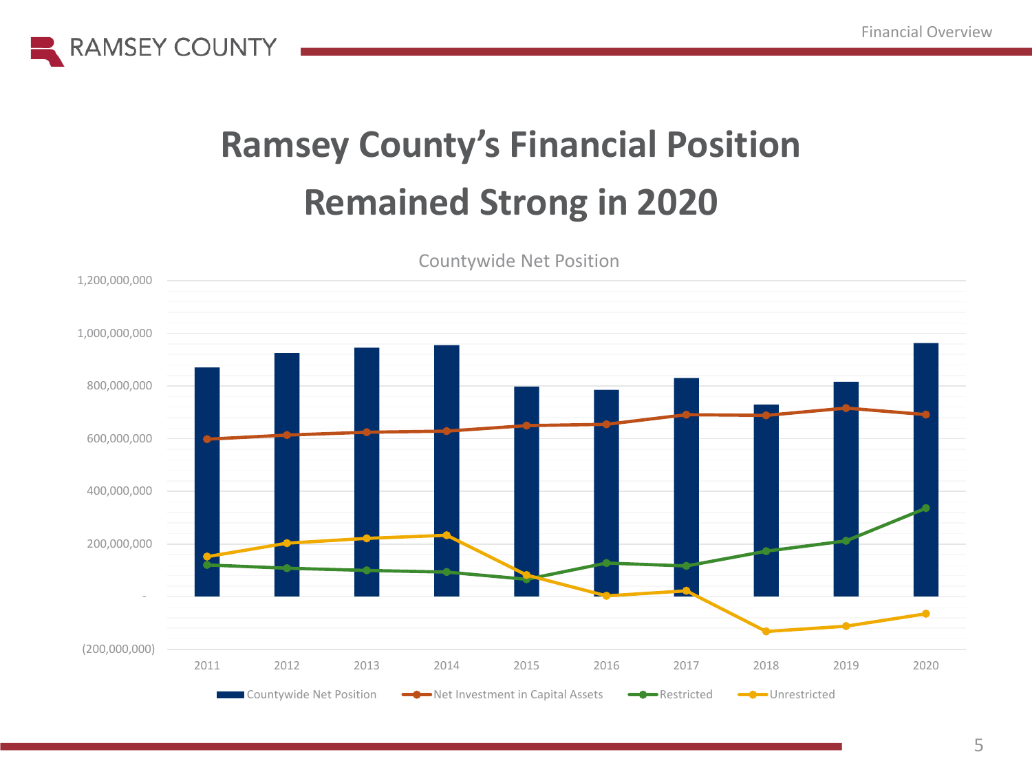# Ramsey County's Financial Position Remained Strong in 2020

Countywide Net Position

1,200,000,000
1,000,000,000
800,000,000
600,000,000
400,000,000
200,000,000
-
(200,000,000)

2011 2012 2013 2014 2015 2016 2017 2018 2019 2020

Countywide Net Position | Net Investment in Capital Assets | Restricted | Unrestricted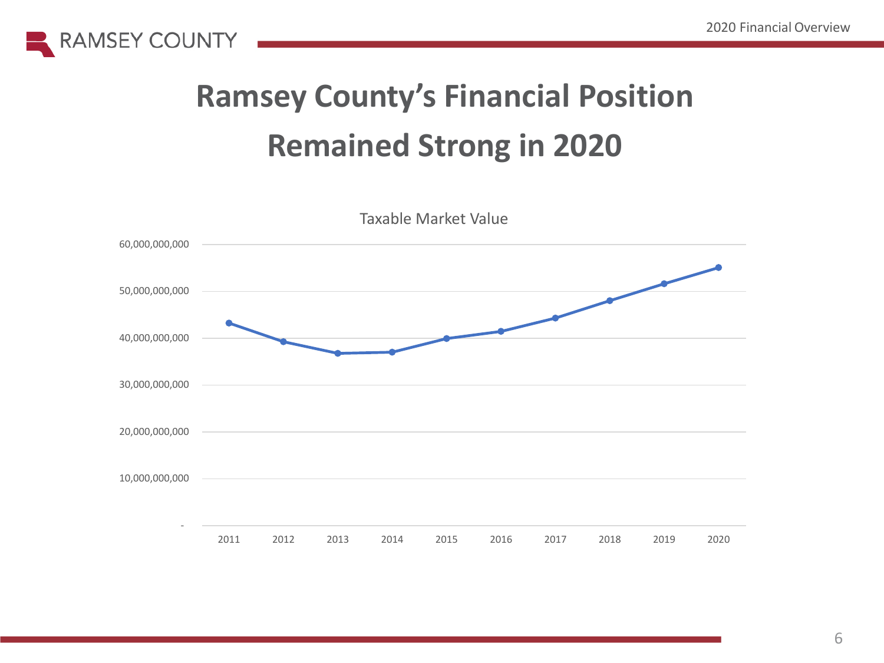# Ramsey County's Financial Position Remained Strong in 2020

Taxable Market Value

60,000,000,000
50,000,000,000
40,000,000,000
30,000,000,000
20,000,000,000
10,000,000,000
-

2011 2012 2013 2014 2015 2016 2017 2018 2019 2020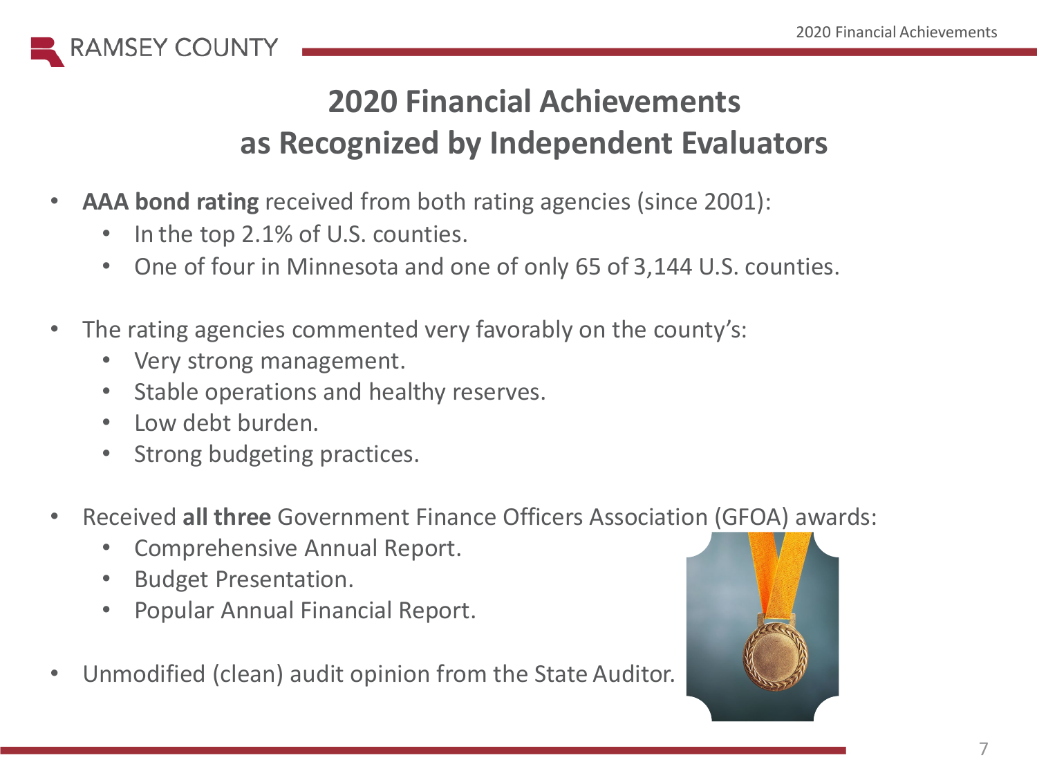# 2020 Financial Achievements as Recognized by Independent Evaluators

- **AAA bond rating** received from both rating agencies (since 2001):
  - In the top 2.1% of U.S. counties.
  - One of four in Minnesota and one of only 65 of 3,144 U.S. counties.
- The rating agencies commented very favorably on the county's:
  - Very strong management.
  - Stable operations and healthy reserves.
  - Low debt burden.
  - Strong budgeting practices.
- Received **all three** Government Finance Officers Association (GFOA) awards:
  - Comprehensive Annual Report.
  - Budget Presentation.
  - Popular Annual Financial Report.
- Unmodified (clean) audit opinion from the State Auditor.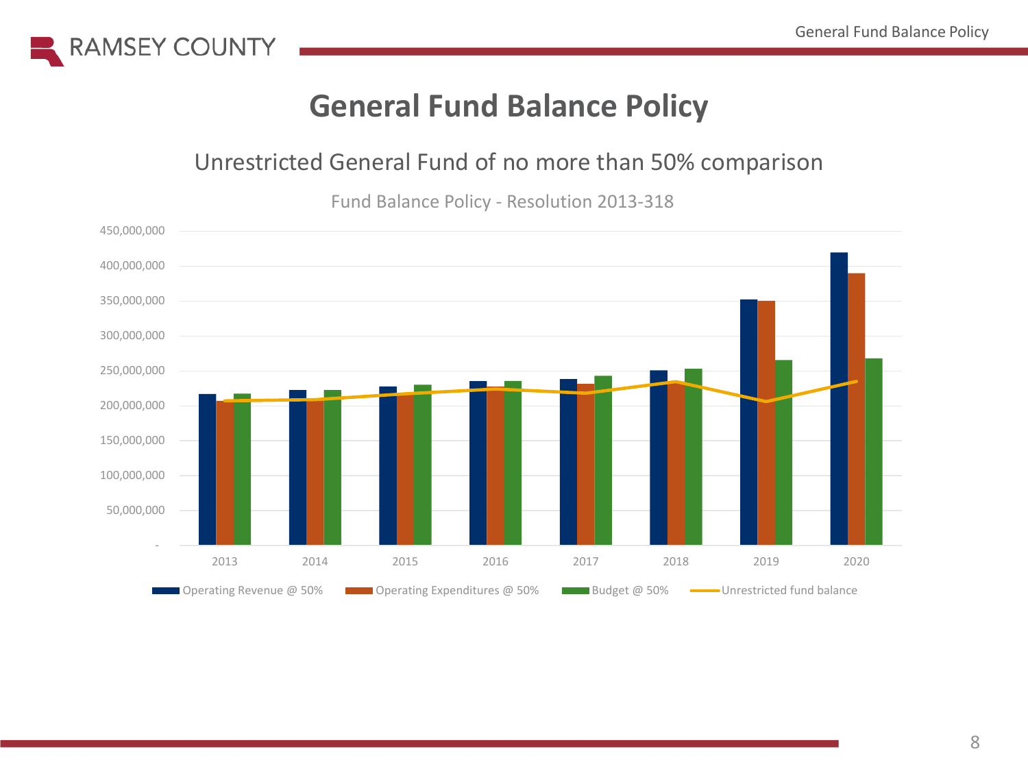# General Fund Balance Policy

## Unrestricted General Fund of no more than 50% comparison

Fund Balance Policy - Resolution 2013-318

450,000,000
400,000,000
350,000,000
300,000,000
250,000,000
200,000,000
150,000,000
100,000,000
50,000,000
-

2013 2014 2015 2016 2017 2018 2019 2020

Operating Revenue @ 50% | Operating Expenditures @ 50% | Budget @ 50% | Unrestricted fund balance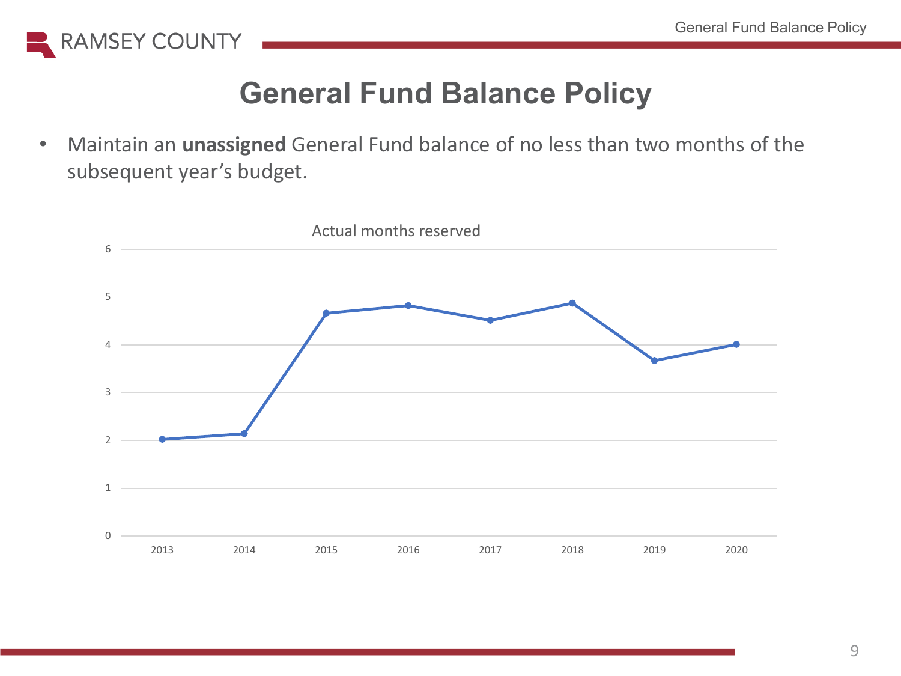# General Fund Balance Policy

- Maintain an **unassigned** General Fund balance of no less than two months of the subsequent year's budget.

Actual months reserved

| Year | Months |
| --- | --- |
| 2013 | 2.02 |
| 2014 | 2.14 |
| 2015 | 4.66 |
| 2016 | 4.82 |
| 2017 | 4.51 |
| 2018 | 4.87 |
| 2019 | 3.67 |
| 2020 | 4.01 |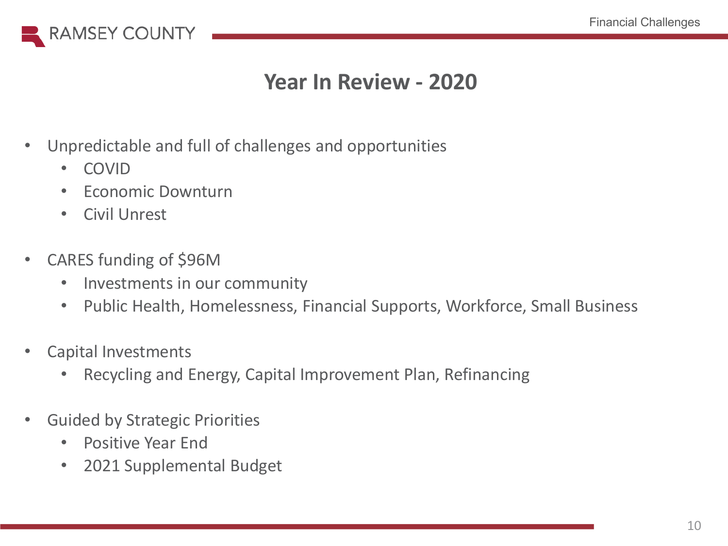# Year In Review - 2020

- Unpredictable and full of challenges and opportunities
  - COVID
  - Economic Downturn
  - Civil Unrest
- CARES funding of $96M
  - Investments in our community
  - Public Health, Homelessness, Financial Supports, Workforce, Small Business
- Capital Investments
  - Recycling and Energy, Capital Improvement Plan, Refinancing
- Guided by Strategic Priorities
  - Positive Year End
  - 2021 Supplemental Budget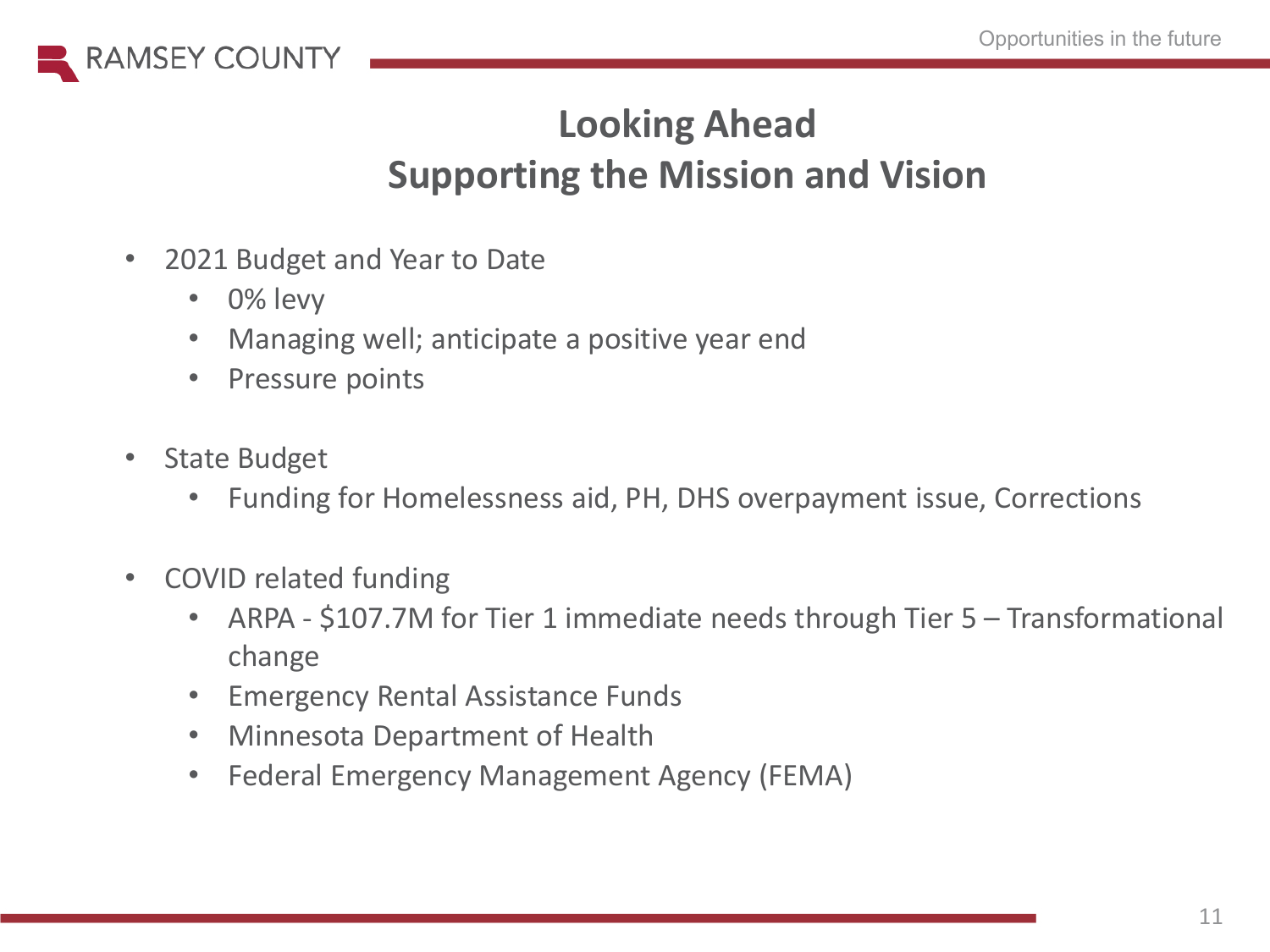# Looking Ahead
## Supporting the Mission and Vision

- 2021 Budget and Year to Date
  - 0% levy
  - Managing well; anticipate a positive year end
  - Pressure points

- State Budget
  - Funding for Homelessness aid, PH, DHS overpayment issue, Corrections

- COVID related funding
  - ARPA - $107.7M for Tier 1 immediate needs through Tier 5 – Transformational change
  - Emergency Rental Assistance Funds
  - Minnesota Department of Health
  - Federal Emergency Management Agency (FEMA)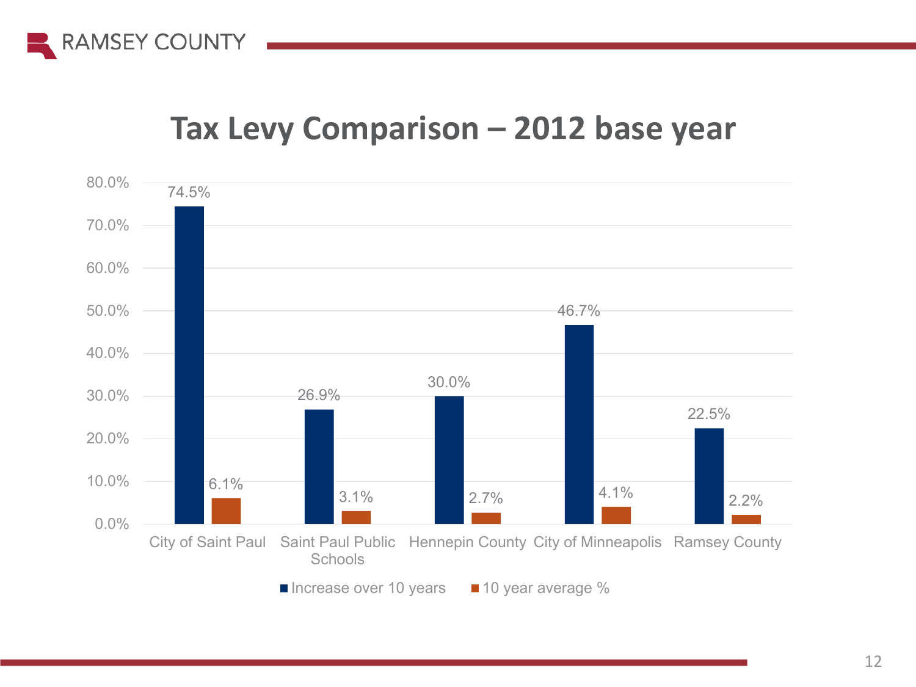# Tax Levy Comparison – 2012 base year

| | Increase over 10 years | 10 year average % |
|---|---|---|
| City of Saint Paul | 74.5% | 6.1% |
| Saint Paul Public Schools | 26.9% | 3.1% |
| Hennepin County | 30.0% | 2.7% |
| City of Minneapolis | 46.7% | 4.1% |
| Ramsey County | 22.5% | 2.2% |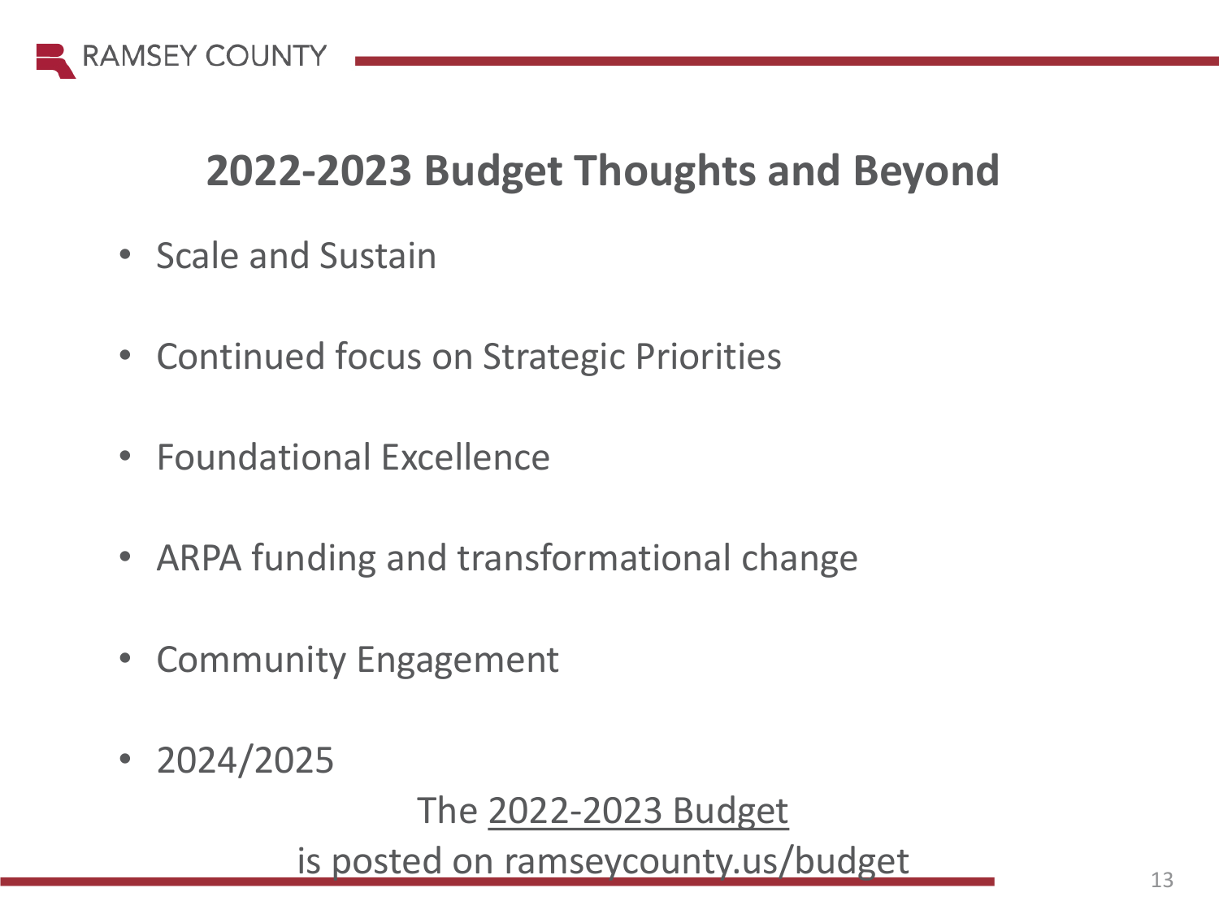# 2022-2023 Budget Thoughts and Beyond

- Scale and Sustain
- Continued focus on Strategic Priorities
- Foundational Excellence
- ARPA funding and transformational change
- Community Engagement
- 2024/2025

The 2022-2023 Budget
is posted on ramseycounty.us/budget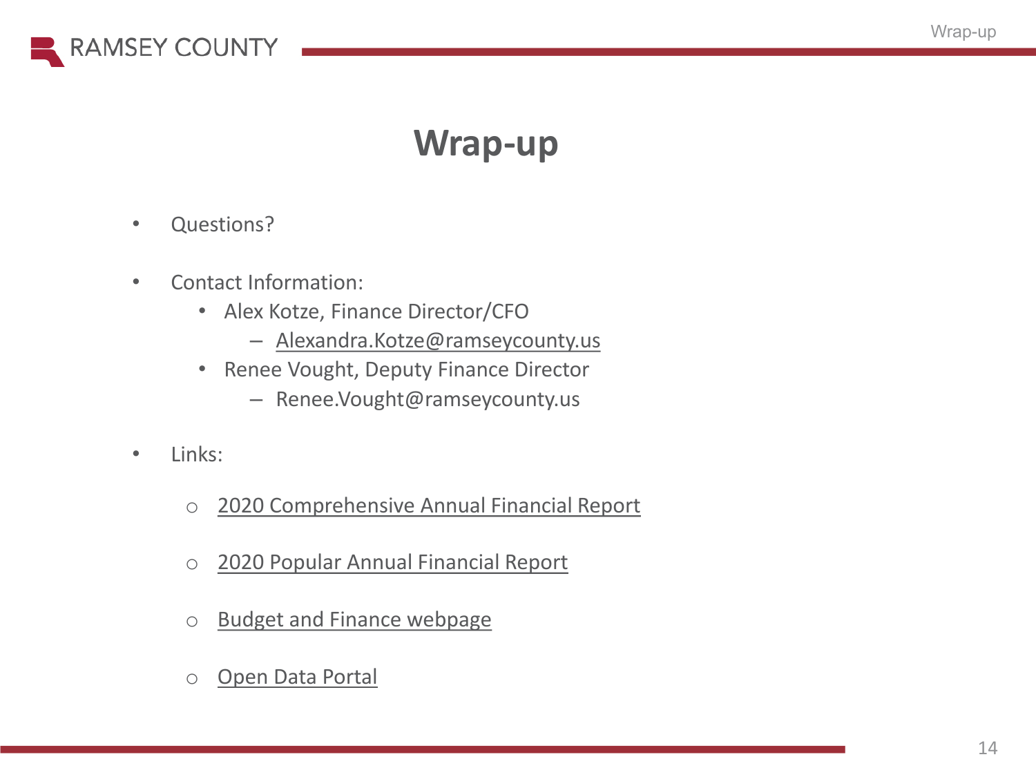# Wrap-up

- Questions?

- Contact Information:
  - Alex Kotze, Finance Director/CFO
    - Alexandra.Kotze@ramseycounty.us
  - Renee Vought, Deputy Finance Director
    - Renee.Vought@ramseycounty.us

- Links:
  - 2020 Comprehensive Annual Financial Report
  - 2020 Popular Annual Financial Report
  - Budget and Finance webpage
  - Open Data Portal